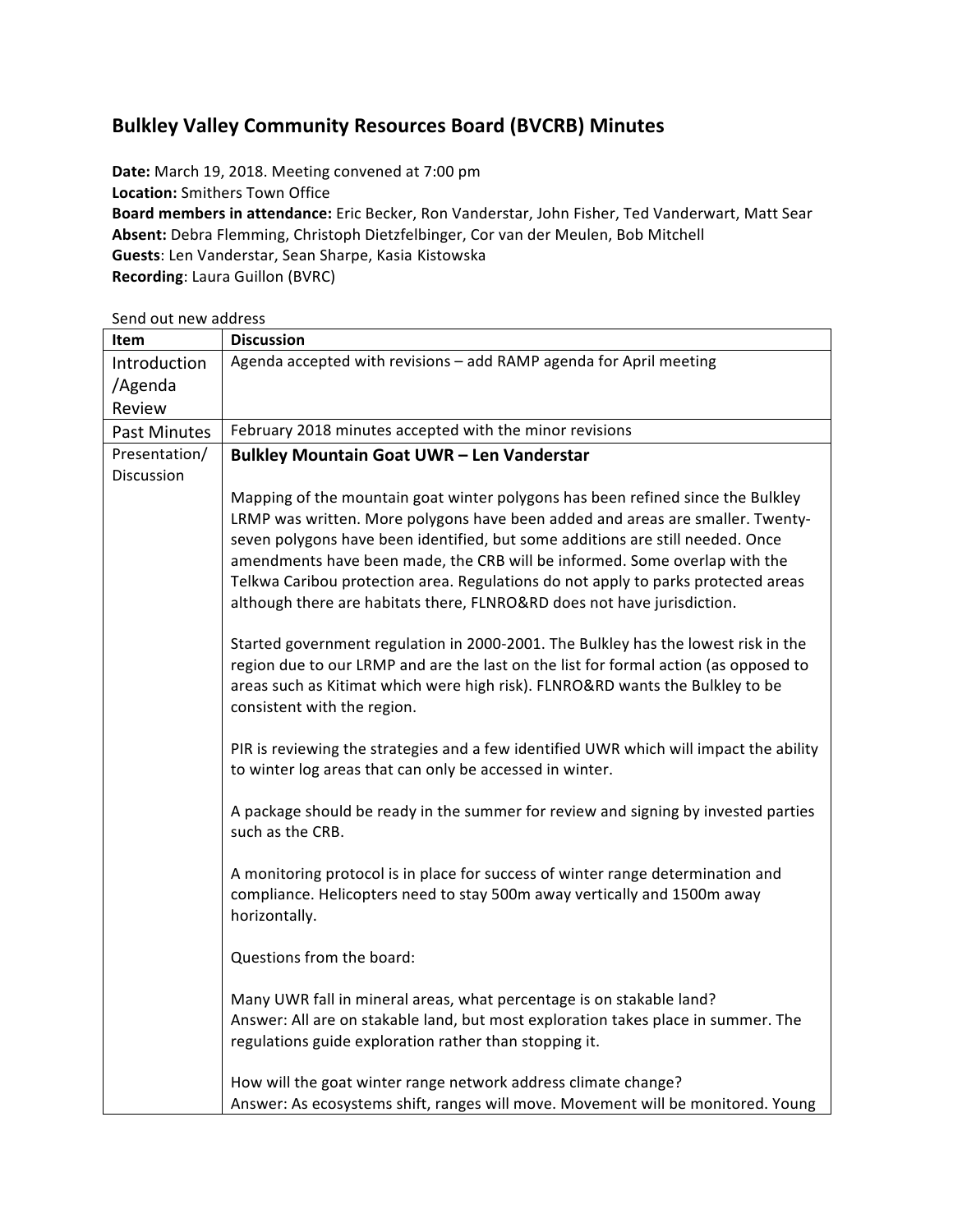# Bulkley Valley Community Resources Board (BVCRB) Minutes

**Date:** March 19, 2018. Meeting convened at 7:00 pm
**Location:** Smithers Town Office
**Board members in attendance:** Eric Becker, Ron Vanderstar, John Fisher, Ted Vanderwart, Matt Sear
**Absent:** Debra Flemming, Christoph Dietzfelbinger, Cor van der Meulen, Bob Mitchell
**Guests**: Len Vanderstar, Sean Sharpe, Kasia Kistowska
**Recording**: Laura Guillon (BVRC)

Send out new address

| Item | Discussion |
|---|---|
| Introduction /Agenda Review | Agenda accepted with revisions – add RAMP agenda for April meeting |
| Past Minutes | February 2018 minutes accepted with the minor revisions |
| Presentation/ Discussion | **Bulkley Mountain Goat UWR – Len Vanderstar**<br><br>Mapping of the mountain goat winter polygons has been refined since the Bulkley LRMP was written. More polygons have been added and areas are smaller. Twenty-seven polygons have been identified, but some additions are still needed. Once amendments have been made, the CRB will be informed. Some overlap with the Telkwa Caribou protection area. Regulations do not apply to parks protected areas although there are habitats there, FLNRO&RD does not have jurisdiction.<br><br>Started government regulation in 2000-2001. The Bulkley has the lowest risk in the region due to our LRMP and are the last on the list for formal action (as opposed to areas such as Kitimat which were high risk). FLNRO&RD wants the Bulkley to be consistent with the region.<br><br>PIR is reviewing the strategies and a few identified UWR which will impact the ability to winter log areas that can only be accessed in winter.<br><br>A package should be ready in the summer for review and signing by invested parties such as the CRB.<br><br>A monitoring protocol is in place for success of winter range determination and compliance. Helicopters need to stay 500m away vertically and 1500m away horizontally.<br><br>Questions from the board:<br><br>Many UWR fall in mineral areas, what percentage is on stakable land?<br>Answer: All are on stakable land, but most exploration takes place in summer. The regulations guide exploration rather than stopping it.<br><br>How will the goat winter range network address climate change?<br>Answer: As ecosystems shift, ranges will move. Movement will be monitored. Young |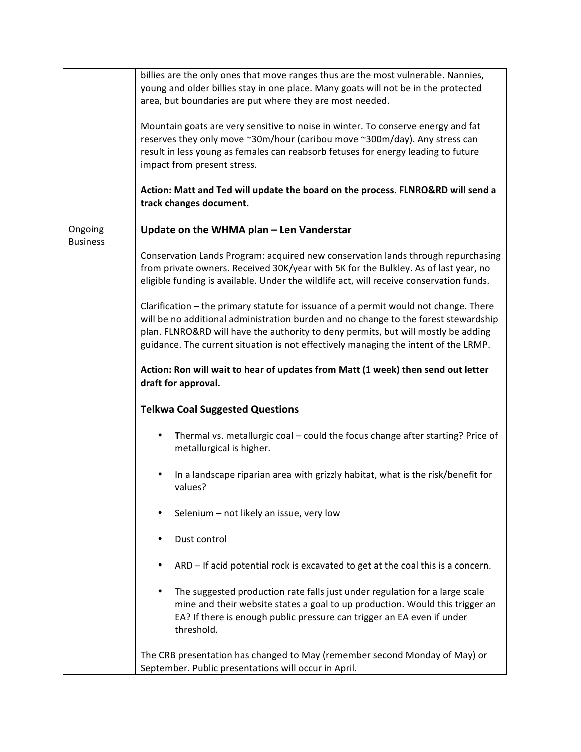| | |
|---|---|
| | billies are the only ones that move ranges thus are the most vulnerable. Nannies, young and older billies stay in one place. Many goats will not be in the protected area, but boundaries are put where they are most needed.<br><br>Mountain goats are very sensitive to noise in winter. To conserve energy and fat reserves they only move ~30m/hour (caribou move ~300m/day). Any stress can result in less young as females can reabsorb fetuses for energy leading to future impact from present stress.<br><br>**Action: Matt and Ted will update the board on the process. FLNRO&RD will send a track changes document.** |
| Ongoing Business | **Update on the WHMA plan – Len Vanderstar**<br><br>Conservation Lands Program: acquired new conservation lands through repurchasing from private owners. Received 30K/year with 5K for the Bulkley. As of last year, no eligible funding is available. Under the wildlife act, will receive conservation funds.<br><br>Clarification – the primary statute for issuance of a permit would not change. There will be no additional administration burden and no change to the forest stewardship plan. FLNRO&RD will have the authority to deny permits, but will mostly be adding guidance. The current situation is not effectively managing the intent of the LRMP.<br><br>**Action: Ron will wait to hear of updates from Matt (1 week) then send out letter draft for approval.**<br><br>**Telkwa Coal Suggested Questions**<br><br>• **T**hermal vs. metallurgic coal – could the focus change after starting? Price of metallurgical is higher.<br>• In a landscape riparian area with grizzly habitat, what is the risk/benefit for values?<br>• Selenium – not likely an issue, very low<br>• Dust control<br>• ARD – If acid potential rock is excavated to get at the coal this is a concern.<br>• The suggested production rate falls just under regulation for a large scale mine and their website states a goal to up production. Would this trigger an EA? If there is enough public pressure can trigger an EA even if under threshold.<br><br>The CRB presentation has changed to May (remember second Monday of May) or September. Public presentations will occur in April. |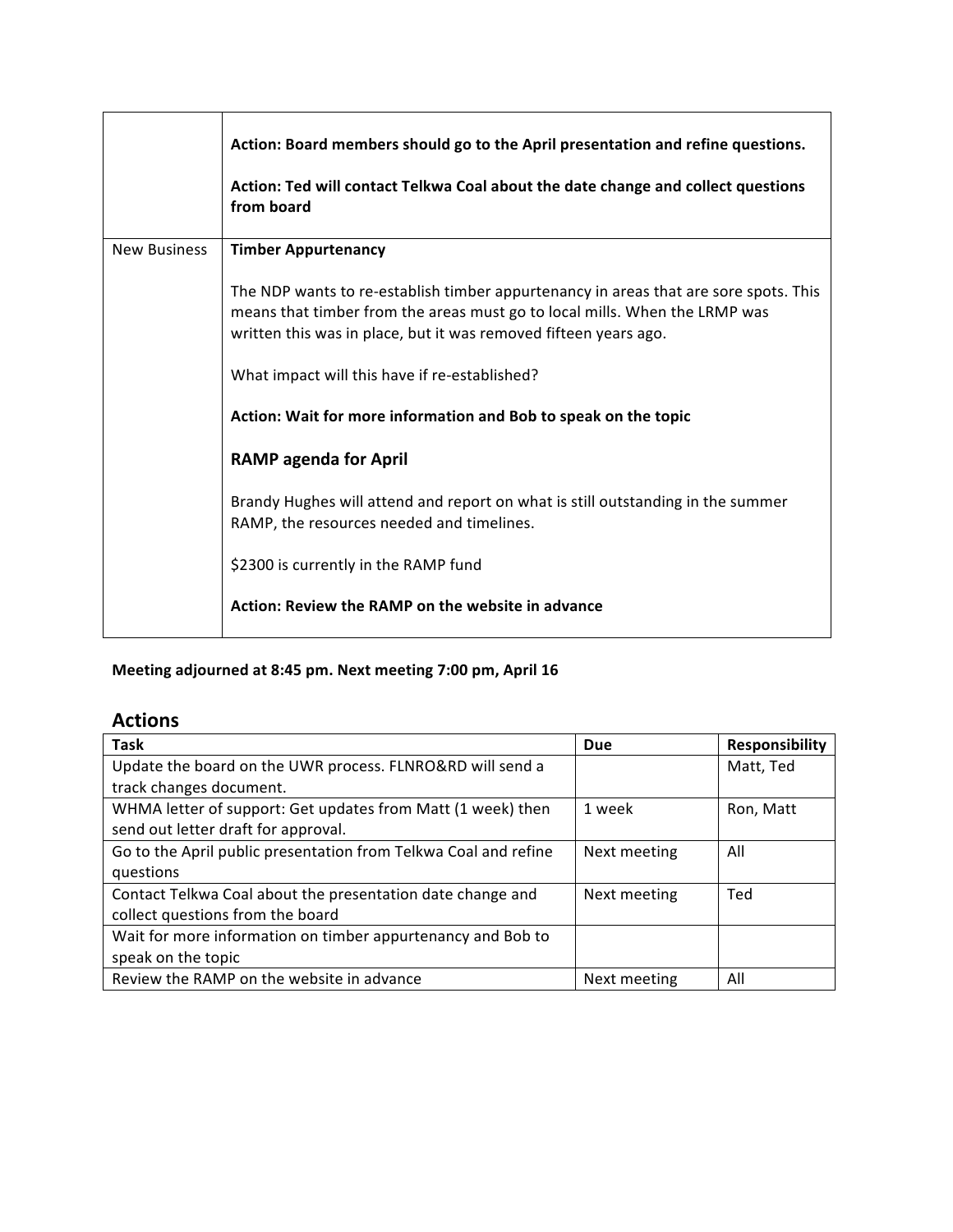| | |
|---|---|
| | **Action: Board members should go to the April presentation and refine questions.**<br><br>**Action: Ted will contact Telkwa Coal about the date change and collect questions from board** |
| New Business | **Timber Appurtenancy**<br><br>The NDP wants to re-establish timber appurtenancy in areas that are sore spots. This means that timber from the areas must go to local mills. When the LRMP was written this was in place, but it was removed fifteen years ago.<br><br>What impact will this have if re-established?<br><br>**Action: Wait for more information and Bob to speak on the topic**<br><br>**RAMP agenda for April**<br><br>Brandy Hughes will attend and report on what is still outstanding in the summer RAMP, the resources needed and timelines.<br><br>$2300 is currently in the RAMP fund<br><br>**Action: Review the RAMP on the website in advance** |

**Meeting adjourned at 8:45 pm. Next meeting 7:00 pm, April 16**

## Actions

| Task | Due | Responsibility |
|---|---|---|
| Update the board on the UWR process. FLNRO&RD will send a track changes document. | | Matt, Ted |
| WHMA letter of support: Get updates from Matt (1 week) then send out letter draft for approval. | 1 week | Ron, Matt |
| Go to the April public presentation from Telkwa Coal and refine questions | Next meeting | All |
| Contact Telkwa Coal about the presentation date change and collect questions from the board | Next meeting | Ted |
| Wait for more information on timber appurtenancy and Bob to speak on the topic | | |
| Review the RAMP on the website in advance | Next meeting | All |